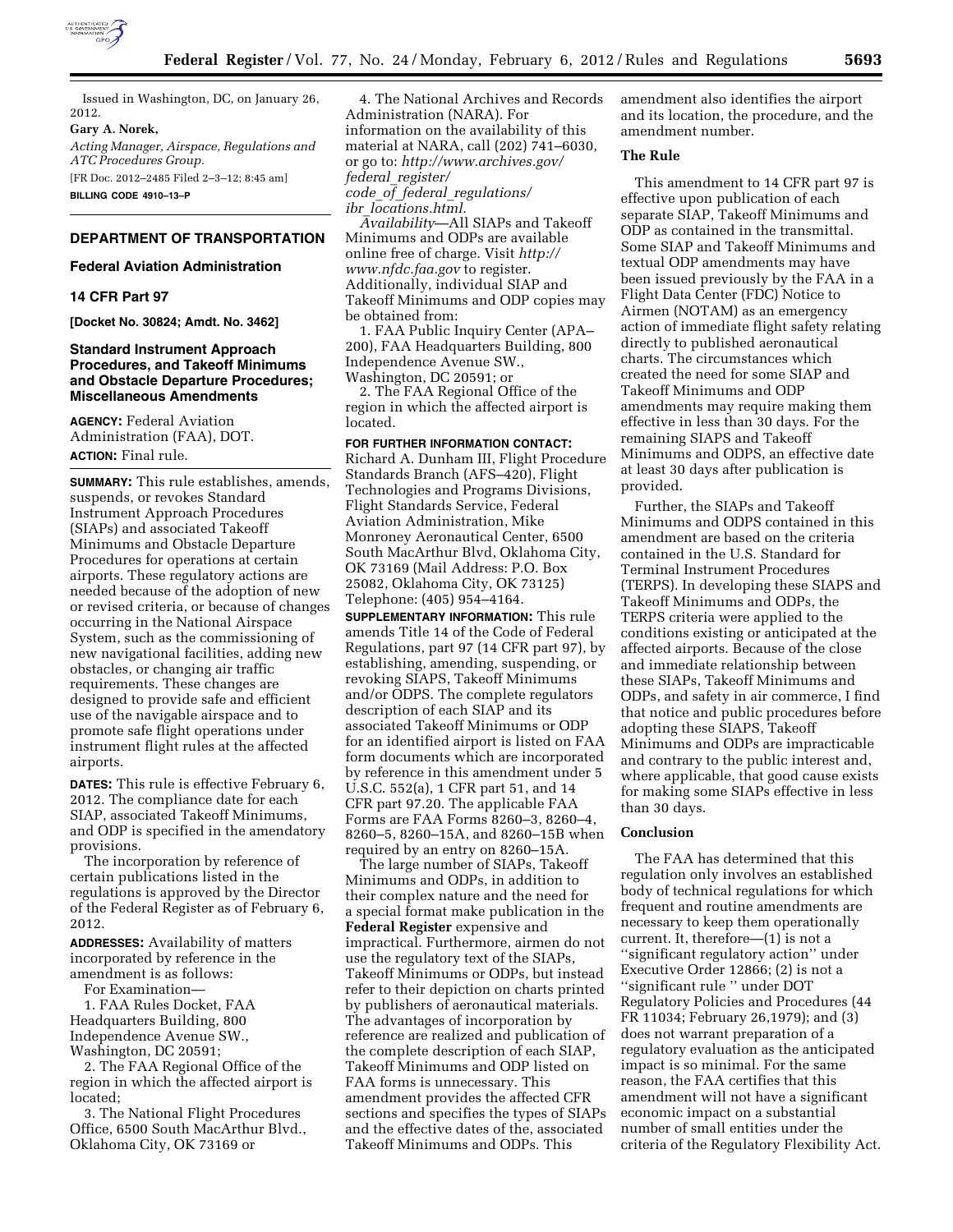Issued in Washington, DC, on January 26, 2012.

**Gary A. Norek,**

*Acting Manager, Airspace, Regulations and ATC Procedures Group.*

[FR Doc. 2012–2485 Filed 2–3–12; 8:45 am]

**BILLING CODE 4910–13–P**

## DEPARTMENT OF TRANSPORTATION

### Federal Aviation Administration

### 14 CFR Part 97

**[Docket No. 30824; Amdt. No. 3462]**

### Standard Instrument Approach Procedures, and Takeoff Minimums and Obstacle Departure Procedures; Miscellaneous Amendments

**AGENCY:** Federal Aviation Administration (FAA), DOT.

**ACTION:** Final rule.

**SUMMARY:** This rule establishes, amends, suspends, or revokes Standard Instrument Approach Procedures (SIAPs) and associated Takeoff Minimums and Obstacle Departure Procedures for operations at certain airports. These regulatory actions are needed because of the adoption of new or revised criteria, or because of changes occurring in the National Airspace System, such as the commissioning of new navigational facilities, adding new obstacles, or changing air traffic requirements. These changes are designed to provide safe and efficient use of the navigable airspace and to promote safe flight operations under instrument flight rules at the affected airports.

**DATES:** This rule is effective February 6, 2012. The compliance date for each SIAP, associated Takeoff Minimums, and ODP is specified in the amendatory provisions.

The incorporation by reference of certain publications listed in the regulations is approved by the Director of the Federal Register as of February 6, 2012.

**ADDRESSES:** Availability of matters incorporated by reference in the amendment is as follows:

For Examination—

1. FAA Rules Docket, FAA Headquarters Building, 800 Independence Avenue SW., Washington, DC 20591;

2. The FAA Regional Office of the region in which the affected airport is located;

3. The National Flight Procedures Office, 6500 South MacArthur Blvd., Oklahoma City, OK 73169 or

4. The National Archives and Records Administration (NARA). For information on the availability of this material at NARA, call (202) 741–6030, or go to: *http://www.archives.gov/federal_register/code_of_federal_regulations/ibr_locations.html.*

*Availability*—All SIAPs and Takeoff Minimums and ODPs are available online free of charge. Visit *http://www.nfdc.faa.gov* to register. Additionally, individual SIAP and Takeoff Minimums and ODP copies may be obtained from:

1. FAA Public Inquiry Center (APA–200), FAA Headquarters Building, 800 Independence Avenue SW., Washington, DC 20591; or

2. The FAA Regional Office of the region in which the affected airport is located.

**FOR FURTHER INFORMATION CONTACT:** Richard A. Dunham III, Flight Procedure Standards Branch (AFS–420), Flight Technologies and Programs Divisions, Flight Standards Service, Federal Aviation Administration, Mike Monroney Aeronautical Center, 6500 South MacArthur Blvd, Oklahoma City, OK 73169 (Mail Address: P.O. Box 25082, Oklahoma City, OK 73125) Telephone: (405) 954–4164.

**SUPPLEMENTARY INFORMATION:** This rule amends Title 14 of the Code of Federal Regulations, part 97 (14 CFR part 97), by establishing, amending, suspending, or revoking SIAPS, Takeoff Minimums and/or ODPS. The complete regulators description of each SIAP and its associated Takeoff Minimums or ODP for an identified airport is listed on FAA form documents which are incorporated by reference in this amendment under 5 U.S.C. 552(a), 1 CFR part 51, and 14 CFR part 97.20. The applicable FAA Forms are FAA Forms 8260–3, 8260–4, 8260–5, 8260–15A, and 8260–15B when required by an entry on 8260–15A.

The large number of SIAPs, Takeoff Minimums and ODPs, in addition to their complex nature and the need for a special format make publication in the **Federal Register** expensive and impractical. Furthermore, airmen do not use the regulatory text of the SIAPs, Takeoff Minimums or ODPs, but instead refer to their depiction on charts printed by publishers of aeronautical materials. The advantages of incorporation by reference are realized and publication of the complete description of each SIAP, Takeoff Minimums and ODP listed on FAA forms is unnecessary. This amendment provides the affected CFR sections and specifies the types of SIAPs and the effective dates of the, associated Takeoff Minimums and ODPs. This amendment also identifies the airport and its location, the procedure, and the amendment number.

### The Rule

This amendment to 14 CFR part 97 is effective upon publication of each separate SIAP, Takeoff Minimums and ODP as contained in the transmittal. Some SIAP and Takeoff Minimums and textual ODP amendments may have been issued previously by the FAA in a Flight Data Center (FDC) Notice to Airmen (NOTAM) as an emergency action of immediate flight safety relating directly to published aeronautical charts. The circumstances which created the need for some SIAP and Takeoff Minimums and ODP amendments may require making them effective in less than 30 days. For the remaining SIAPS and Takeoff Minimums and ODPS, an effective date at least 30 days after publication is provided.

Further, the SIAPs and Takeoff Minimums and ODPS contained in this amendment are based on the criteria contained in the U.S. Standard for Terminal Instrument Procedures (TERPS). In developing these SIAPS and Takeoff Minimums and ODPs, the TERPS criteria were applied to the conditions existing or anticipated at the affected airports. Because of the close and immediate relationship between these SIAPs, Takeoff Minimums and ODPs, and safety in air commerce, I find that notice and public procedures before adopting these SIAPS, Takeoff Minimums and ODPs are impracticable and contrary to the public interest and, where applicable, that good cause exists for making some SIAPs effective in less than 30 days.

### Conclusion

The FAA has determined that this regulation only involves an established body of technical regulations for which frequent and routine amendments are necessary to keep them operationally current. It, therefore—(1) is not a ''significant regulatory action'' under Executive Order 12866; (2) is not a ''significant rule '' under DOT Regulatory Policies and Procedures (44 FR 11034; February 26,1979); and (3) does not warrant preparation of a regulatory evaluation as the anticipated impact is so minimal. For the same reason, the FAA certifies that this amendment will not have a significant economic impact on a substantial number of small entities under the criteria of the Regulatory Flexibility Act.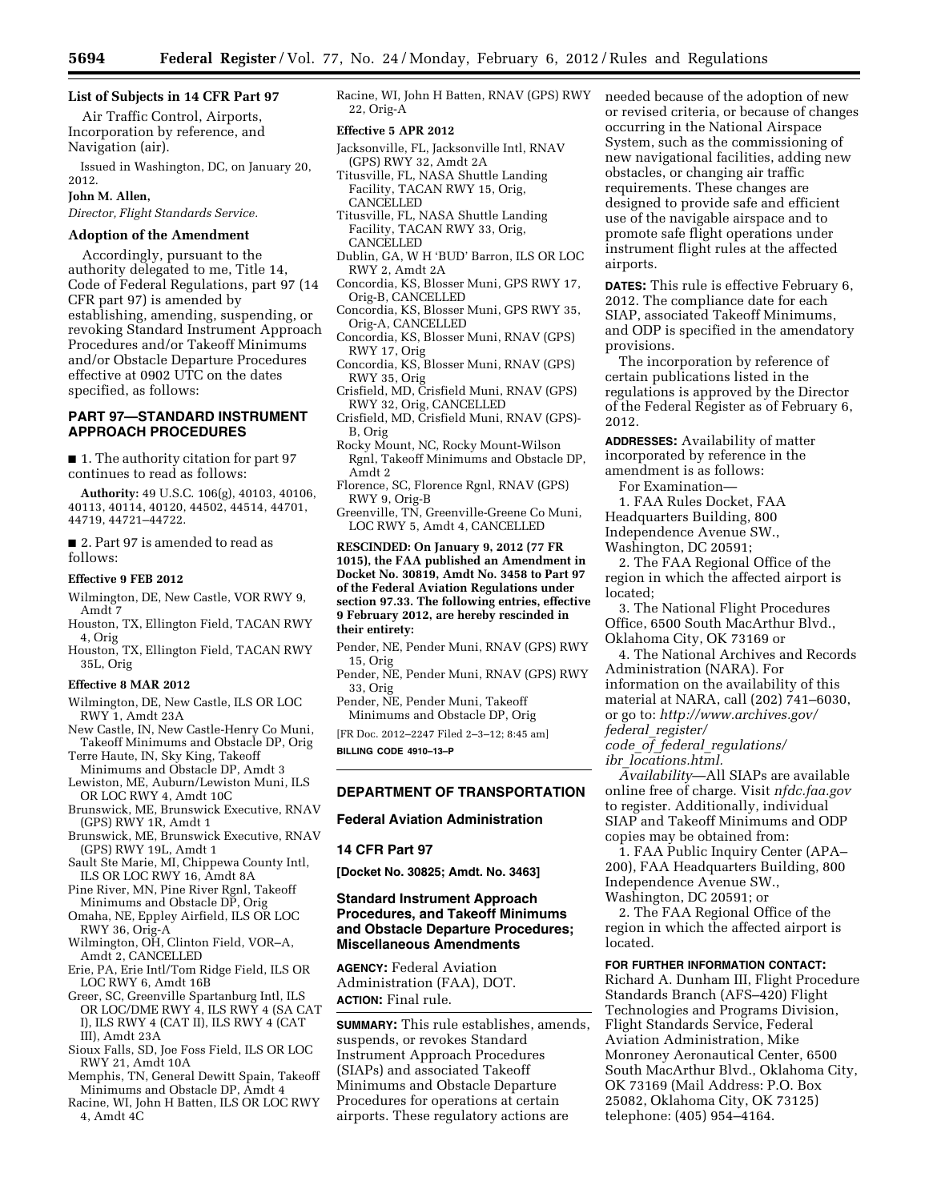**List of Subjects in 14 CFR Part 97**

Air Traffic Control, Airports, Incorporation by reference, and Navigation (air).

Issued in Washington, DC, on January 20, 2012.

**John M. Allen,**

*Director, Flight Standards Service.*

**Adoption of the Amendment**

Accordingly, pursuant to the authority delegated to me, Title 14, Code of Federal Regulations, part 97 (14 CFR part 97) is amended by establishing, amending, suspending, or revoking Standard Instrument Approach Procedures and/or Takeoff Minimums and/or Obstacle Departure Procedures effective at 0902 UTC on the dates specified, as follows:

## PART 97—STANDARD INSTRUMENT APPROACH PROCEDURES

■ 1. The authority citation for part 97 continues to read as follows:

**Authority:** 49 U.S.C. 106(g), 40103, 40106, 40113, 40114, 40120, 44502, 44514, 44701, 44719, 44721–44722.

■ 2. Part 97 is amended to read as follows:

**Effective 9 FEB 2012**

Wilmington, DE, New Castle, VOR RWY 9, Amdt 7
Houston, TX, Ellington Field, TACAN RWY 4, Orig
Houston, TX, Ellington Field, TACAN RWY 35L, Orig

**Effective 8 MAR 2012**

Wilmington, DE, New Castle, ILS OR LOC RWY 1, Amdt 23A
New Castle, IN, New Castle-Henry Co Muni, Takeoff Minimums and Obstacle DP, Orig
Terre Haute, IN, Sky King, Takeoff Minimums and Obstacle DP, Amdt 3
Lewiston, ME, Auburn/Lewiston Muni, ILS OR LOC RWY 4, Amdt 10C
Brunswick, ME, Brunswick Executive, RNAV (GPS) RWY 1R, Amdt 1
Brunswick, ME, Brunswick Executive, RNAV (GPS) RWY 19L, Amdt 1
Sault Ste Marie, MI, Chippewa County Intl, ILS OR LOC RWY 16, Amdt 8A
Pine River, MN, Pine River Rgnl, Takeoff Minimums and Obstacle DP, Orig
Omaha, NE, Eppley Airfield, ILS OR LOC RWY 36, Orig-A
Wilmington, OH, Clinton Field, VOR–A, Amdt 2, CANCELLED
Erie, PA, Erie Intl/Tom Ridge Field, ILS OR LOC RWY 6, Amdt 16B
Greer, SC, Greenville Spartanburg Intl, ILS OR LOC/DME RWY 4, ILS RWY 4 (SA CAT I), ILS RWY 4 (CAT II), ILS RWY 4 (CAT III), Amdt 23A
Sioux Falls, SD, Joe Foss Field, ILS OR LOC RWY 21, Amdt 10A
Memphis, TN, General Dewitt Spain, Takeoff Minimums and Obstacle DP, Amdt 4
Racine, WI, John H Batten, ILS OR LOC RWY 4, Amdt 4C
Racine, WI, John H Batten, RNAV (GPS) RWY 22, Orig-A

**Effective 5 APR 2012**

Jacksonville, FL, Jacksonville Intl, RNAV (GPS) RWY 32, Amdt 2A
Titusville, FL, NASA Shuttle Landing Facility, TACAN RWY 15, Orig, CANCELLED
Titusville, FL, NASA Shuttle Landing Facility, TACAN RWY 33, Orig, CANCELLED
Dublin, GA, W H 'BUD' Barron, ILS OR LOC RWY 2, Amdt 2A
Concordia, KS, Blosser Muni, GPS RWY 17, Orig-B, CANCELLED
Concordia, KS, Blosser Muni, GPS RWY 35, Orig-A, CANCELLED
Concordia, KS, Blosser Muni, RNAV (GPS) RWY 17, Orig
Concordia, KS, Blosser Muni, RNAV (GPS) RWY 35, Orig
Crisfield, MD, Crisfield Muni, RNAV (GPS) RWY 32, Orig, CANCELLED
Crisfield, MD, Crisfield Muni, RNAV (GPS)-B, Orig
Rocky Mount, NC, Rocky Mount-Wilson Rgnl, Takeoff Minimums and Obstacle DP, Amdt 2
Florence, SC, Florence Rgnl, RNAV (GPS) RWY 9, Orig-B
Greenville, TN, Greenville-Greene Co Muni, LOC RWY 5, Amdt 4, CANCELLED

**RESCINDED: On January 9, 2012 (77 FR 1015), the FAA published an Amendment in Docket No. 30819, Amdt No. 3458 to Part 97 of the Federal Aviation Regulations under section 97.33. The following entries, effective 9 February 2012, are hereby rescinded in their entirety:**

Pender, NE, Pender Muni, RNAV (GPS) RWY 15, Orig
Pender, NE, Pender Muni, RNAV (GPS) RWY 33, Orig
Pender, NE, Pender Muni, Takeoff Minimums and Obstacle DP, Orig

[FR Doc. 2012–2247 Filed 2–3–12; 8:45 am]

**BILLING CODE 4910–13–P**

---

# DEPARTMENT OF TRANSPORTATION

## Federal Aviation Administration

## 14 CFR Part 97

**[Docket No. 30825; Amdt. No. 3463]**

## Standard Instrument Approach Procedures, and Takeoff Minimums and Obstacle Departure Procedures; Miscellaneous Amendments

**AGENCY:** Federal Aviation Administration (FAA), DOT.

**ACTION:** Final rule.

**SUMMARY:** This rule establishes, amends, suspends, or revokes Standard Instrument Approach Procedures (SIAPs) and associated Takeoff Minimums and Obstacle Departure Procedures for operations at certain airports. These regulatory actions are needed because of the adoption of new or revised criteria, or because of changes occurring in the National Airspace System, such as the commissioning of new navigational facilities, adding new obstacles, or changing air traffic requirements. These changes are designed to provide safe and efficient use of the navigable airspace and to promote safe flight operations under instrument flight rules at the affected airports.

**DATES:** This rule is effective February 6, 2012. The compliance date for each SIAP, associated Takeoff Minimums, and ODP is specified in the amendatory provisions.

The incorporation by reference of certain publications listed in the regulations is approved by the Director of the Federal Register as of February 6, 2012.

**ADDRESSES:** Availability of matter incorporated by reference in the amendment is as follows:

For Examination—

1. FAA Rules Docket, FAA Headquarters Building, 800 Independence Avenue SW., Washington, DC 20591;

2. The FAA Regional Office of the region in which the affected airport is located;

3. The National Flight Procedures Office, 6500 South MacArthur Blvd., Oklahoma City, OK 73169 or

4. The National Archives and Records Administration (NARA). For information on the availability of this material at NARA, call (202) 741–6030, or go to: *http://www.archives.gov/federal_register/code_of_federal_regulations/ibr_locations.html.*

*Availability*—All SIAPs are available online free of charge. Visit *nfdc.faa.gov* to register. Additionally, individual SIAP and Takeoff Minimums and ODP copies may be obtained from:

1. FAA Public Inquiry Center (APA–200), FAA Headquarters Building, 800 Independence Avenue SW., Washington, DC 20591; or

2. The FAA Regional Office of the region in which the affected airport is located.

**FOR FURTHER INFORMATION CONTACT:** Richard A. Dunham III, Flight Procedure Standards Branch (AFS–420) Flight Technologies and Programs Division, Flight Standards Service, Federal Aviation Administration, Mike Monroney Aeronautical Center, 6500 South MacArthur Blvd., Oklahoma City, OK 73169 (Mail Address: P.O. Box 25082, Oklahoma City, OK 73125) telephone: (405) 954–4164.